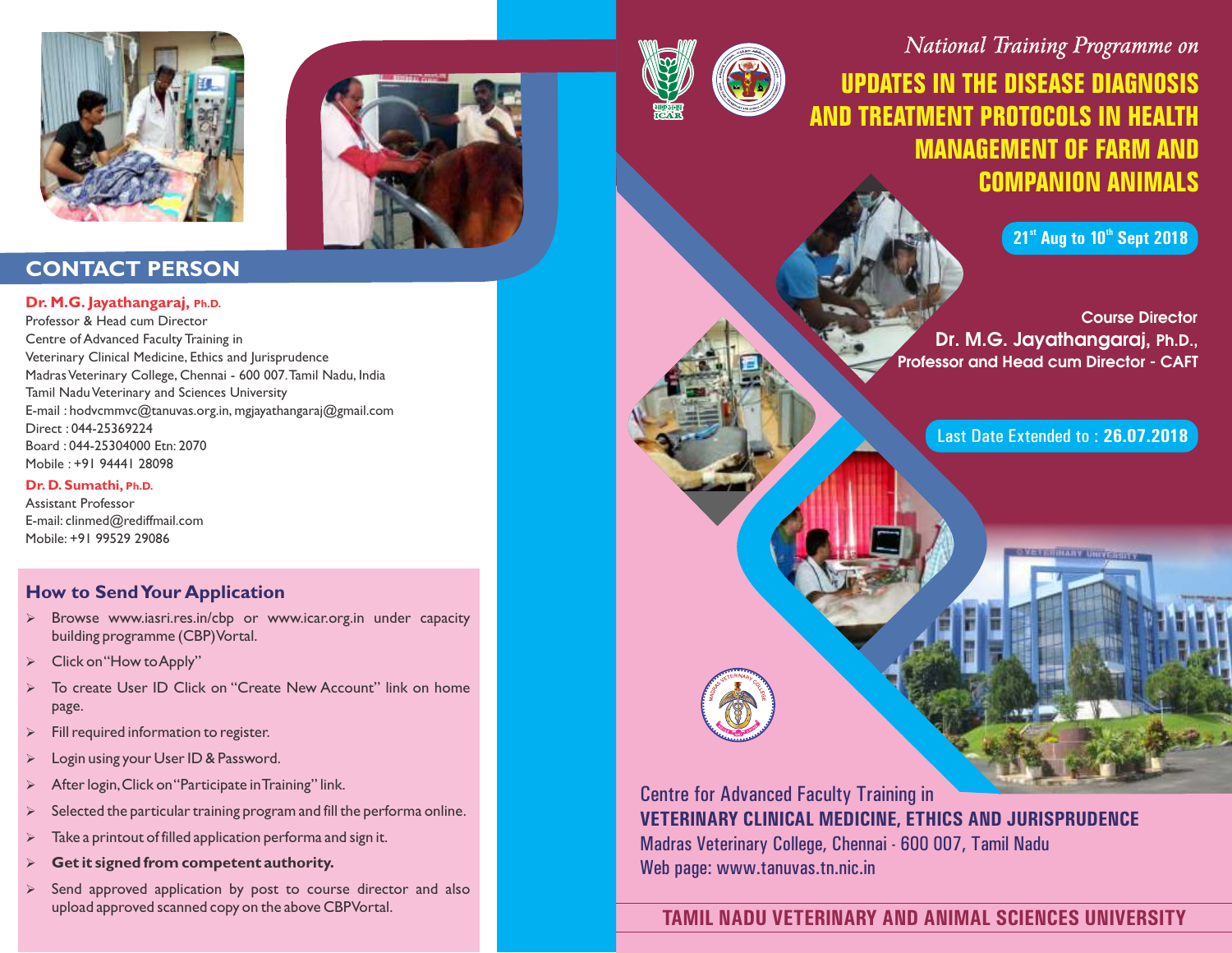## CONTACT PERSON

**Dr. M.G. Jayathangaraj, Ph.D.**
Professor & Head cum Director
Centre of Advanced Faculty Training in
Veterinary Clinical Medicine, Ethics and Jurisprudence
Madras Veterinary College, Chennai - 600 007. Tamil Nadu, India
Tamil Nadu Veterinary and Sciences University
E-mail : hodvcmmvc@tanuvas.org.in, mgjayathangaraj@gmail.com
Direct : 044-25369224
Board : 044-25304000 Etn: 2070
Mobile : +91 94441 28098

**Dr. D. Sumathi, Ph.D.**
Assistant Professor
E-mail: clinmed@rediffmail.com
Mobile: +91 99529 29086

## How to Send Your Application

- Browse www.iasri.res.in/cbp or www.icar.org.in under capacity building programme (CBP)Vortal.
- Click on "How to Apply"
- To create User ID Click on "Create New Account" link on home page.
- Fill required information to register.
- Login using your User ID & Password.
- After login, Click on "Participate in Training" link.
- Selected the particular training program and fill the performa online.
- Take a printout of filled application performa and sign it.
- **Get it signed from competent authority.**
- Send approved application by post to course director and also upload approved scanned copy on the above CBPVortal.

*National Training Programme on*

# UPDATES IN THE DISEASE DIAGNOSIS AND TREATMENT PROTOCOLS IN HEALTH MANAGEMENT OF FARM AND COMPANION ANIMALS

21st Aug to 10th Sept 2018

Course Director
**Dr. M.G. Jayathangaraj, Ph.D.,**
Professor and Head cum Director - CAFT

Last Date Extended to : **26.07.2018**

Centre for Advanced Faculty Training in
**VETERINARY CLINICAL MEDICINE, ETHICS AND JURISPRUDENCE**
Madras Veterinary College, Chennai - 600 007, Tamil Nadu
Web page: www.tanuvas.tn.nic.in

**TAMIL NADU VETERINARY AND ANIMAL SCIENCES UNIVERSITY**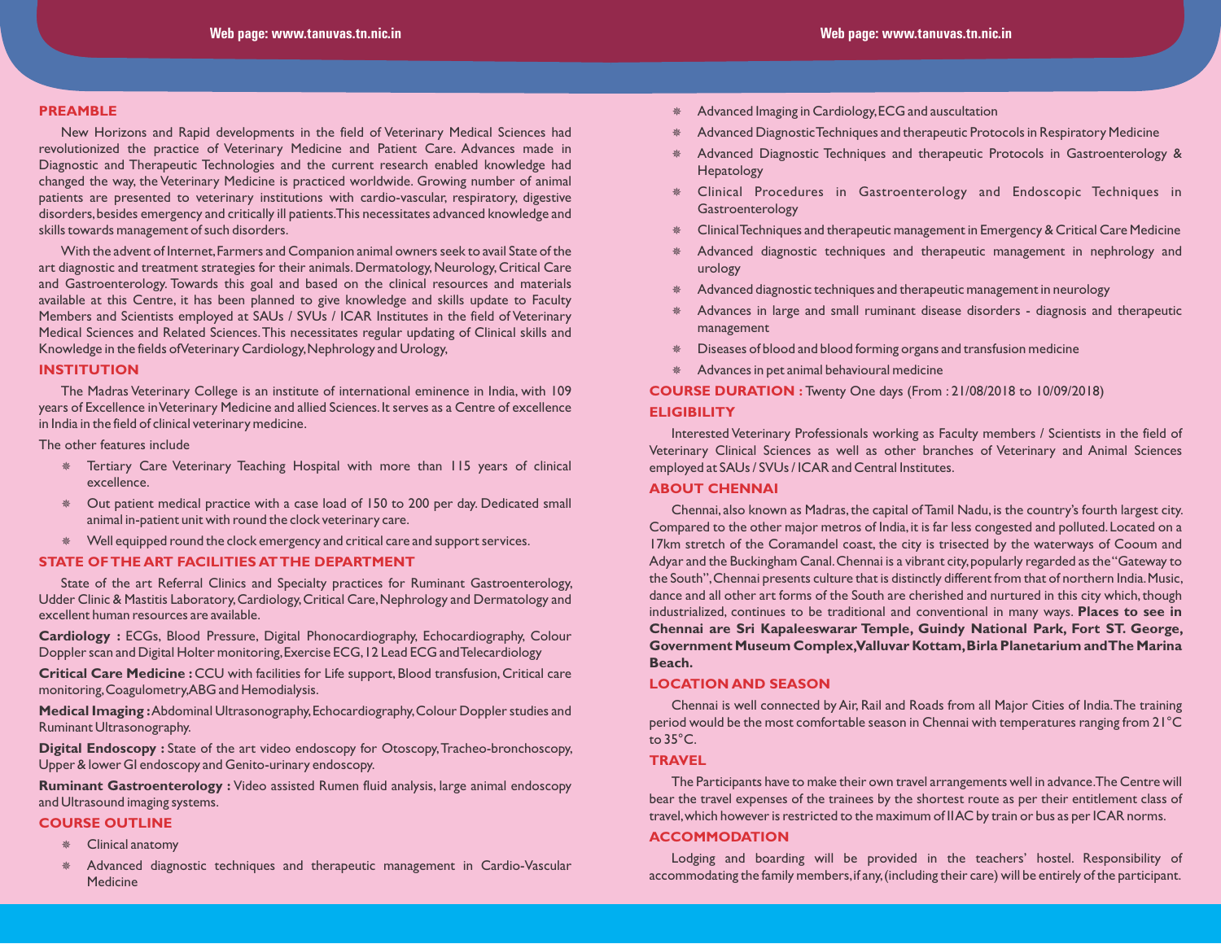## PREAMBLE

New Horizons and Rapid developments in the field of Veterinary Medical Sciences had revolutionized the practice of Veterinary Medicine and Patient Care. Advances made in Diagnostic and Therapeutic Technologies and the current research enabled knowledge had changed the way, the Veterinary Medicine is practiced worldwide. Growing number of animal patients are presented to veterinary institutions with cardio-vascular, respiratory, digestive disorders, besides emergency and critically ill patients. This necessitates advanced knowledge and skills towards management of such disorders.

With the advent of Internet, Farmers and Companion animal owners seek to avail State of the art diagnostic and treatment strategies for their animals. Dermatology, Neurology, Critical Care and Gastroenterology. Towards this goal and based on the clinical resources and materials available at this Centre, it has been planned to give knowledge and skills update to Faculty Members and Scientists employed at SAUs / SVUs / ICAR Institutes in the field of Veterinary Medical Sciences and Related Sciences. This necessitates regular updating of Clinical skills and Knowledge in the fields ofVeterinary Cardiology, Nephrology and Urology,

## INSTITUTION

The Madras Veterinary College is an institute of international eminence in India, with 109 years of Excellence in Veterinary Medicine and allied Sciences. It serves as a Centre of excellence in India in the field of clinical veterinary medicine.

The other features include

- Tertiary Care Veterinary Teaching Hospital with more than 115 years of clinical excellence.
- Out patient medical practice with a case load of 150 to 200 per day. Dedicated small animal in-patient unit with round the clock veterinary care.
- Well equipped round the clock emergency and critical care and support services.

## STATE OF THE ART FACILITIES AT THE DEPARTMENT

State of the art Referral Clinics and Specialty practices for Ruminant Gastroenterology, Udder Clinic & Mastitis Laboratory, Cardiology, Critical Care, Nephrology and Dermatology and excellent human resources are available.

**Cardiology :** ECGs, Blood Pressure, Digital Phonocardiography, Echocardiography, Colour Doppler scan and Digital Holter monitoring, Exercise ECG, 12 Lead ECG and Telecardiology

**Critical Care Medicine :** CCU with facilities for Life support, Blood transfusion, Critical care monitoring, Coagulometry, ABG and Hemodialysis.

**Medical Imaging :** Abdominal Ultrasonography, Echocardiography, Colour Doppler studies and Ruminant Ultrasonography.

**Digital Endoscopy :** State of the art video endoscopy for Otoscopy, Tracheo-bronchoscopy, Upper & lower GI endoscopy and Genito-urinary endoscopy.

**Ruminant Gastroenterology :** Video assisted Rumen fluid analysis, large animal endoscopy and Ultrasound imaging systems.

## COURSE OUTLINE

- Clinical anatomy
- Advanced diagnostic techniques and therapeutic management in Cardio-Vascular Medicine
- Advanced Imaging in Cardiology, ECG and auscultation
- Advanced Diagnostic Techniques and therapeutic Protocols in Respiratory Medicine
- Advanced Diagnostic Techniques and therapeutic Protocols in Gastroenterology & Hepatology
- Clinical Procedures in Gastroenterology and Endoscopic Techniques in Gastroenterology
- Clinical Techniques and therapeutic management in Emergency & Critical Care Medicine
- Advanced diagnostic techniques and therapeutic management in nephrology and urology
- Advanced diagnostic techniques and therapeutic management in neurology
- Advances in large and small ruminant disease disorders - diagnosis and therapeutic management
- Diseases of blood and blood forming organs and transfusion medicine
- Advances in pet animal behavioural medicine

## COURSE DURATION : Twenty One days (From : 21/08/2018 to 10/09/2018)

## ELIGIBILITY

Interested Veterinary Professionals working as Faculty members / Scientists in the field of Veterinary Clinical Sciences as well as other branches of Veterinary and Animal Sciences employed at SAUs / SVUs / ICAR and Central Institutes.

## ABOUT CHENNAI

Chennai, also known as Madras, the capital of Tamil Nadu, is the country's fourth largest city. Compared to the other major metros of India, it is far less congested and polluted. Located on a 17km stretch of the Coramandel coast, the city is trisected by the waterways of Cooum and Adyar and the Buckingham Canal. Chennai is a vibrant city, popularly regarded as the "Gateway to the South", Chennai presents culture that is distinctly different from that of northern India. Music, dance and all other art forms of the South are cherished and nurtured in this city which, though industrialized, continues to be traditional and conventional in many ways. **Places to see in Chennai are Sri Kapaleeswarar Temple, Guindy National Park, Fort ST. George, Government Museum Complex, Valluvar Kottam, Birla Planetarium and The Marina Beach.**

## LOCATION AND SEASON

Chennai is well connected by Air, Rail and Roads from all Major Cities of India. The training period would be the most comfortable season in Chennai with temperatures ranging from 21°C to 35°C.

## TRAVEL

The Participants have to make their own travel arrangements well in advance. The Centre will bear the travel expenses of the trainees by the shortest route as per their entitlement class of travel, which however is restricted to the maximum of IIAC by train or bus as per ICAR norms.

## ACCOMMODATION

Lodging and boarding will be provided in the teachers' hostel. Responsibility of accommodating the family members, if any, (including their care) will be entirely of the participant.